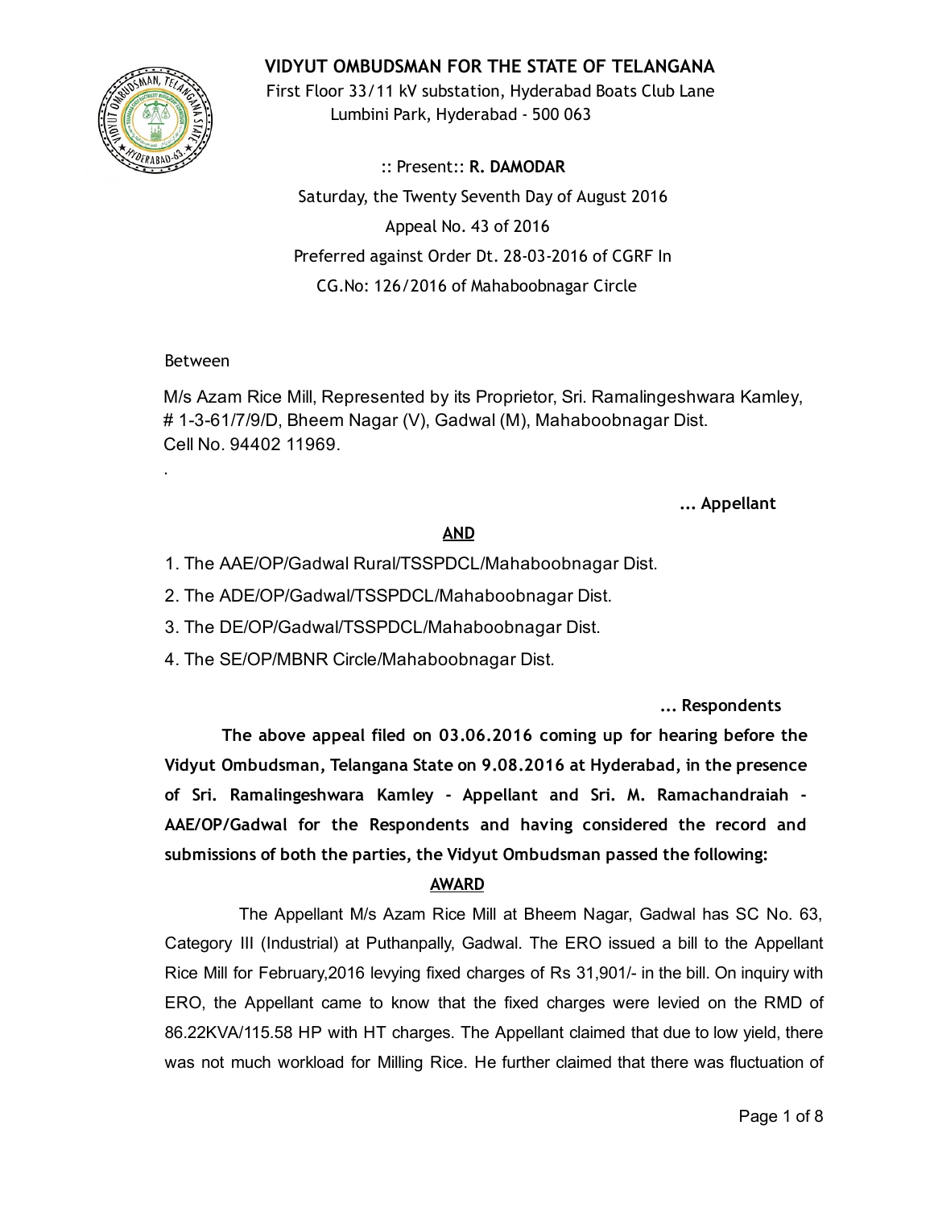# VIDYUT OMBUDSMAN FOR THE STATE OF TELANGANA

First Floor 33/11 kV substation, Hyderabad Boats Club Lane
Lumbini Park, Hyderabad - 500 063

:: Present:: **R. DAMODAR**

Saturday, the Twenty Seventh Day of August 2016

Appeal No. 43 of 2016

Preferred against Order Dt. 28-03-2016 of CGRF In
CG.No: 126/2016 of Mahaboobnagar Circle

Between

M/s Azam Rice Mill, Represented by its Proprietor, Sri. Ramalingeshwara Kamley,
# 1-3-61/7/9/D, Bheem Nagar (V), Gadwal (M), Mahaboobnagar Dist.
Cell No. 94402 11969.

.

**... Appellant**

**AND**

1. The AAE/OP/Gadwal Rural/TSSPDCL/Mahaboobnagar Dist.
2. The ADE/OP/Gadwal/TSSPDCL/Mahaboobnagar Dist.
3. The DE/OP/Gadwal/TSSPDCL/Mahaboobnagar Dist.
4. The SE/OP/MBNR Circle/Mahaboobnagar Dist.

**... Respondents**

**The above appeal filed on 03.06.2016 coming up for hearing before the Vidyut Ombudsman, Telangana State on 9.08.2016 at Hyderabad, in the presence of Sri. Ramalingeshwara Kamley - Appellant and Sri. M. Ramachandraiah - AAE/OP/Gadwal for the Respondents and having considered the record and submissions of both the parties, the Vidyut Ombudsman passed the following:**

**AWARD**

The Appellant M/s Azam Rice Mill at Bheem Nagar, Gadwal has SC No. 63, Category III (Industrial) at Puthanpally, Gadwal. The ERO issued a bill to the Appellant Rice Mill for February,2016 levying fixed charges of Rs 31,901/- in the bill. On inquiry with ERO, the Appellant came to know that the fixed charges were levied on the RMD of 86.22KVA/115.58 HP with HT charges. The Appellant claimed that due to low yield, there was not much workload for Milling Rice. He further claimed that there was fluctuation of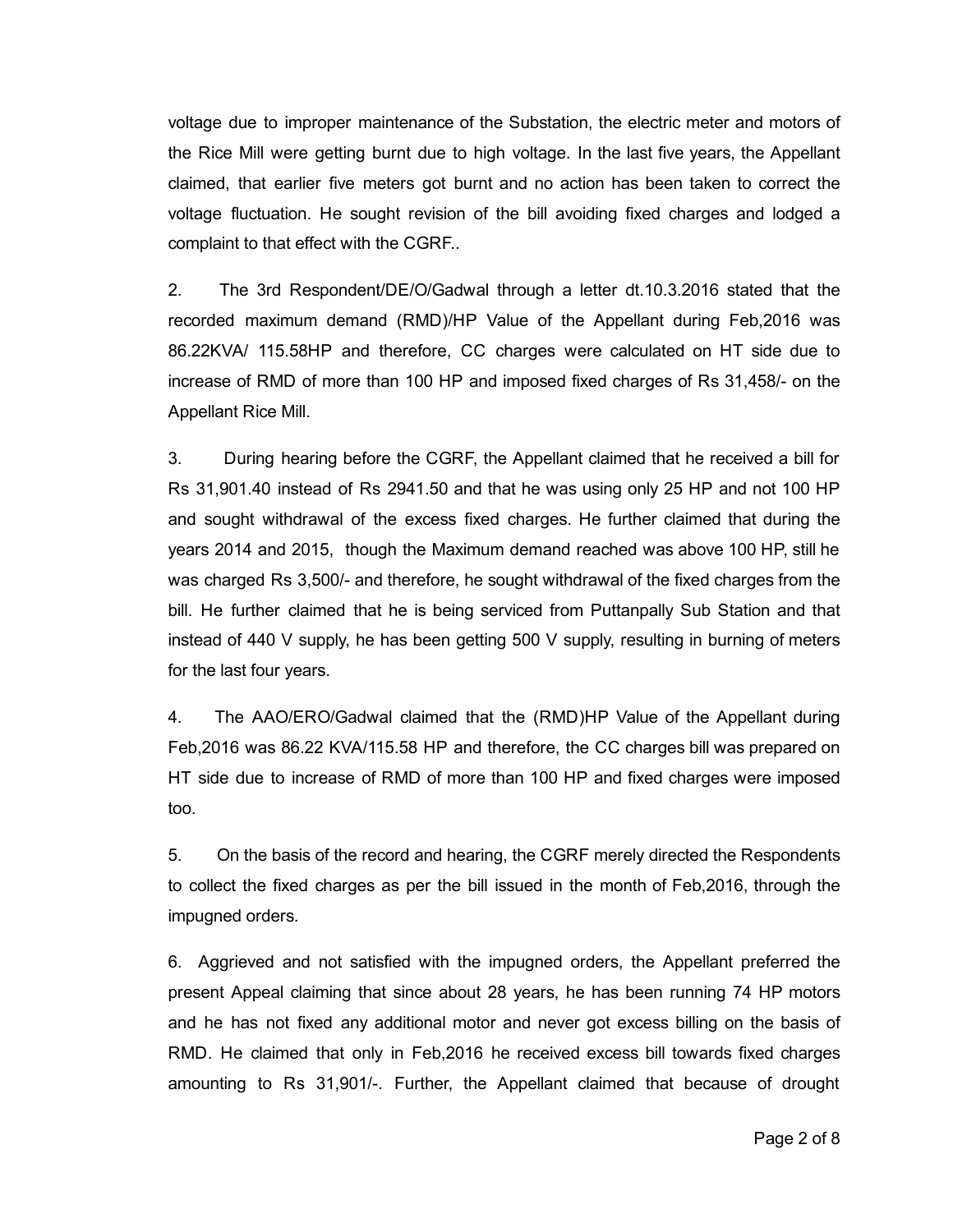voltage due to improper maintenance of the Substation, the electric meter and motors of the Rice Mill were getting burnt due to high voltage. In the last five years, the Appellant claimed, that earlier five meters got burnt and no action has been taken to correct the voltage fluctuation. He sought revision of the bill avoiding fixed charges and lodged a complaint to that effect with the CGRF..

2. The 3rd Respondent/DE/O/Gadwal through a letter dt.10.3.2016 stated that the recorded maximum demand (RMD)/HP Value of the Appellant during Feb,2016 was 86.22KVA/ 115.58HP and therefore, CC charges were calculated on HT side due to increase of RMD of more than 100 HP and imposed fixed charges of Rs 31,458/- on the Appellant Rice Mill.

3. During hearing before the CGRF, the Appellant claimed that he received a bill for Rs 31,901.40 instead of Rs 2941.50 and that he was using only 25 HP and not 100 HP and sought withdrawal of the excess fixed charges. He further claimed that during the years 2014 and 2015, though the Maximum demand reached was above 100 HP, still he was charged Rs 3,500/- and therefore, he sought withdrawal of the fixed charges from the bill. He further claimed that he is being serviced from Puttanpally Sub Station and that instead of 440 V supply, he has been getting 500 V supply, resulting in burning of meters for the last four years.

4. The AAO/ERO/Gadwal claimed that the (RMD)HP Value of the Appellant during Feb,2016 was 86.22 KVA/115.58 HP and therefore, the CC charges bill was prepared on HT side due to increase of RMD of more than 100 HP and fixed charges were imposed too.

5. On the basis of the record and hearing, the CGRF merely directed the Respondents to collect the fixed charges as per the bill issued in the month of Feb,2016, through the impugned orders.

6. Aggrieved and not satisfied with the impugned orders, the Appellant preferred the present Appeal claiming that since about 28 years, he has been running 74 HP motors and he has not fixed any additional motor and never got excess billing on the basis of RMD. He claimed that only in Feb,2016 he received excess bill towards fixed charges amounting to Rs 31,901/-. Further, the Appellant claimed that because of drought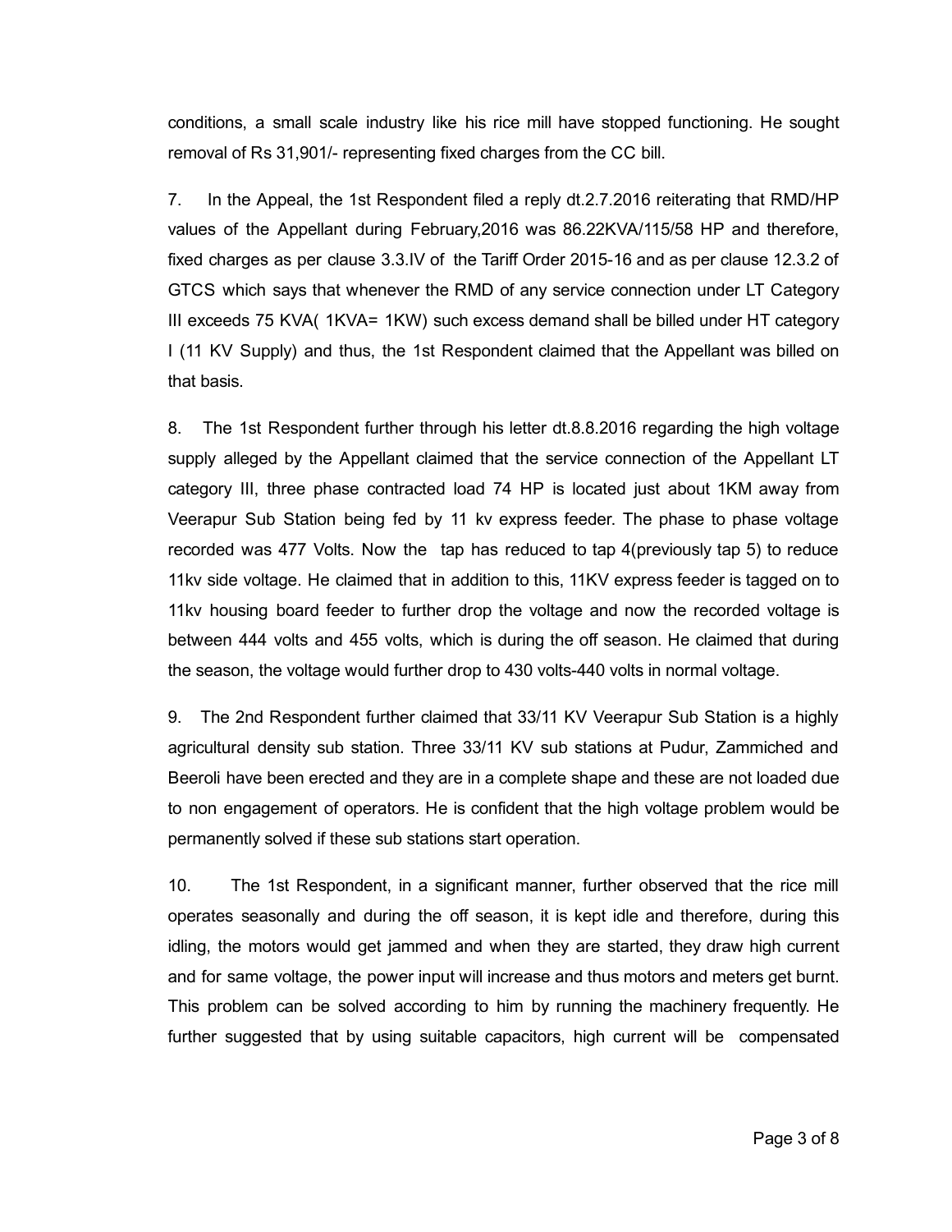conditions, a small scale industry like his rice mill have stopped functioning. He sought removal of Rs 31,901/- representing fixed charges from the CC bill.

7. In the Appeal, the 1st Respondent filed a reply dt.2.7.2016 reiterating that RMD/HP values of the Appellant during February,2016 was 86.22KVA/115/58 HP and therefore, fixed charges as per clause 3.3.IV of the Tariff Order 2015-16 and as per clause 12.3.2 of GTCS which says that whenever the RMD of any service connection under LT Category III exceeds 75 KVA( 1KVA= 1KW) such excess demand shall be billed under HT category I (11 KV Supply) and thus, the 1st Respondent claimed that the Appellant was billed on that basis.

8. The 1st Respondent further through his letter dt.8.8.2016 regarding the high voltage supply alleged by the Appellant claimed that the service connection of the Appellant LT category III, three phase contracted load 74 HP is located just about 1KM away from Veerapur Sub Station being fed by 11 kv express feeder. The phase to phase voltage recorded was 477 Volts. Now the tap has reduced to tap 4(previously tap 5) to reduce 11kv side voltage. He claimed that in addition to this, 11KV express feeder is tagged on to 11kv housing board feeder to further drop the voltage and now the recorded voltage is between 444 volts and 455 volts, which is during the off season. He claimed that during the season, the voltage would further drop to 430 volts-440 volts in normal voltage.

9. The 2nd Respondent further claimed that 33/11 KV Veerapur Sub Station is a highly agricultural density sub station. Three 33/11 KV sub stations at Pudur, Zammiched and Beeroli have been erected and they are in a complete shape and these are not loaded due to non engagement of operators. He is confident that the high voltage problem would be permanently solved if these sub stations start operation.

10. The 1st Respondent, in a significant manner, further observed that the rice mill operates seasonally and during the off season, it is kept idle and therefore, during this idling, the motors would get jammed and when they are started, they draw high current and for same voltage, the power input will increase and thus motors and meters get burnt. This problem can be solved according to him by running the machinery frequently. He further suggested that by using suitable capacitors, high current will be compensated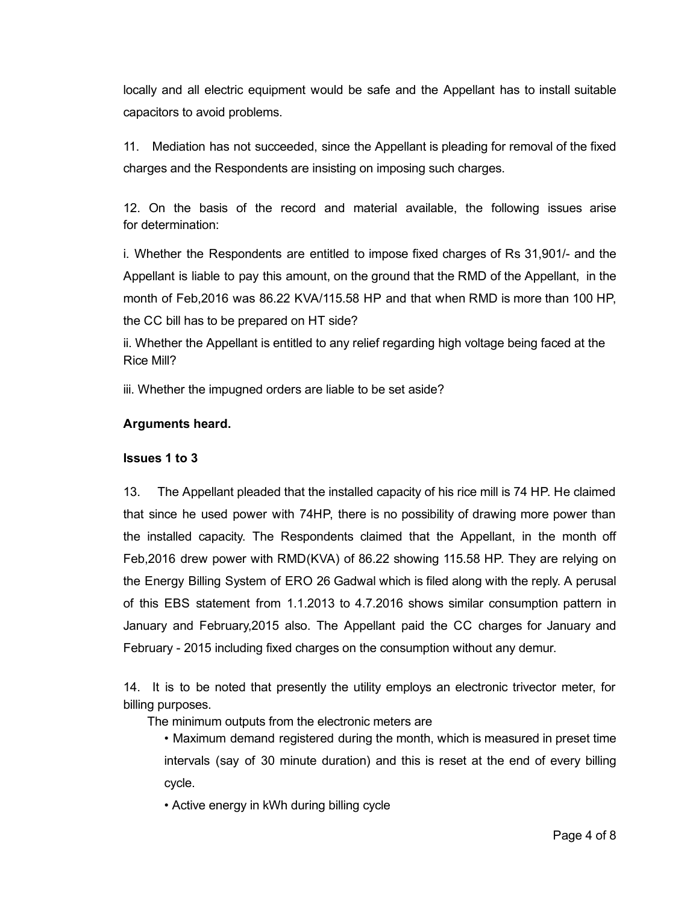locally and all electric equipment would be safe and the Appellant has to install suitable capacitors to avoid problems.

11. Mediation has not succeeded, since the Appellant is pleading for removal of the fixed charges and the Respondents are insisting on imposing such charges.

12. On the basis of the record and material available, the following issues arise for determination:

i. Whether the Respondents are entitled to impose fixed charges of Rs 31,901/- and the Appellant is liable to pay this amount, on the ground that the RMD of the Appellant, in the month of Feb,2016 was 86.22 KVA/115.58 HP and that when RMD is more than 100 HP, the CC bill has to be prepared on HT side?

ii. Whether the Appellant is entitled to any relief regarding high voltage being faced at the Rice Mill?

iii. Whether the impugned orders are liable to be set aside?

**Arguments heard.**

**Issues 1 to 3**

13. The Appellant pleaded that the installed capacity of his rice mill is 74 HP. He claimed that since he used power with 74HP, there is no possibility of drawing more power than the installed capacity. The Respondents claimed that the Appellant, in the month off Feb,2016 drew power with RMD(KVA) of 86.22 showing 115.58 HP. They are relying on the Energy Billing System of ERO 26 Gadwal which is filed along with the reply. A perusal of this EBS statement from 1.1.2013 to 4.7.2016 shows similar consumption pattern in January and February,2015 also. The Appellant paid the CC charges for January and February - 2015 including fixed charges on the consumption without any demur.

14. It is to be noted that presently the utility employs an electronic trivector meter, for billing purposes.

The minimum outputs from the electronic meters are

- Maximum demand registered during the month, which is measured in preset time intervals (say of 30 minute duration) and this is reset at the end of every billing cycle.
- Active energy in kWh during billing cycle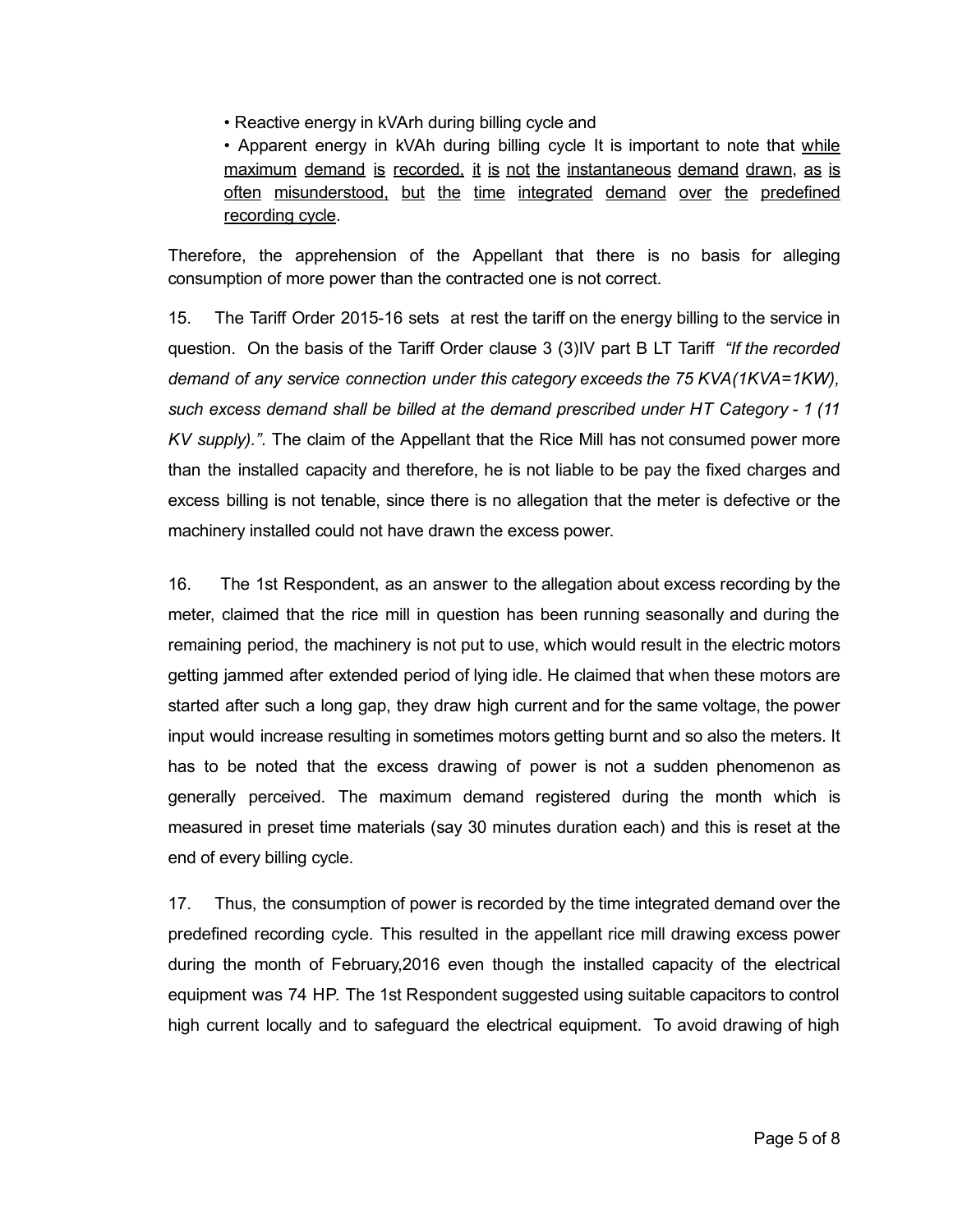- Reactive energy in kVArh during billing cycle and
- Apparent energy in kVAh during billing cycle It is important to note that <u>while maximum demand is recorded, it is not the instantaneous demand drawn, as is often misunderstood, but the time integrated demand over the predefined recording cycle</u>.

Therefore, the apprehension of the Appellant that there is no basis for alleging consumption of more power than the contracted one is not correct.

15. The Tariff Order 2015-16 sets at rest the tariff on the energy billing to the service in question. On the basis of the Tariff Order clause 3 (3)IV part B LT Tariff *"If the recorded demand of any service connection under this category exceeds the 75 KVA(1KVA=1KW), such excess demand shall be billed at the demand prescribed under HT Category - 1 (11 KV supply).".* The claim of the Appellant that the Rice Mill has not consumed power more than the installed capacity and therefore, he is not liable to be pay the fixed charges and excess billing is not tenable, since there is no allegation that the meter is defective or the machinery installed could not have drawn the excess power.

16. The 1st Respondent, as an answer to the allegation about excess recording by the meter, claimed that the rice mill in question has been running seasonally and during the remaining period, the machinery is not put to use, which would result in the electric motors getting jammed after extended period of lying idle. He claimed that when these motors are started after such a long gap, they draw high current and for the same voltage, the power input would increase resulting in sometimes motors getting burnt and so also the meters. It has to be noted that the excess drawing of power is not a sudden phenomenon as generally perceived. The maximum demand registered during the month which is measured in preset time materials (say 30 minutes duration each) and this is reset at the end of every billing cycle.

17. Thus, the consumption of power is recorded by the time integrated demand over the predefined recording cycle. This resulted in the appellant rice mill drawing excess power during the month of February,2016 even though the installed capacity of the electrical equipment was 74 HP. The 1st Respondent suggested using suitable capacitors to control high current locally and to safeguard the electrical equipment. To avoid drawing of high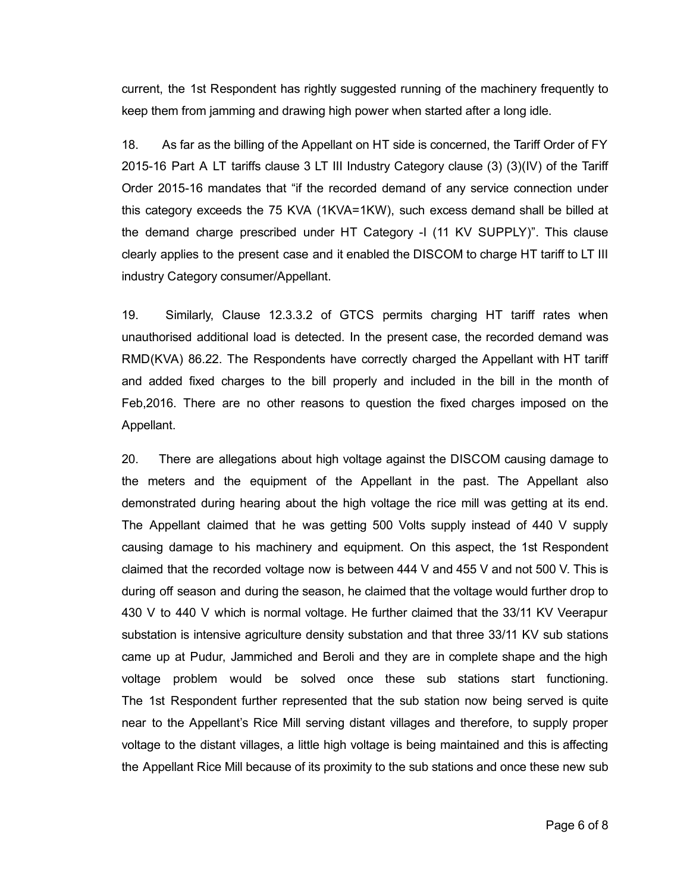current, the 1st Respondent has rightly suggested running of the machinery frequently to keep them from jamming and drawing high power when started after a long idle.

18. As far as the billing of the Appellant on HT side is concerned, the Tariff Order of FY 2015-16 Part A LT tariffs clause 3 LT III Industry Category clause (3) (3)(IV) of the Tariff Order 2015-16 mandates that "if the recorded demand of any service connection under this category exceeds the 75 KVA (1KVA=1KW), such excess demand shall be billed at the demand charge prescribed under HT Category -I (11 KV SUPPLY)". This clause clearly applies to the present case and it enabled the DISCOM to charge HT tariff to LT III industry Category consumer/Appellant.

19. Similarly, Clause 12.3.3.2 of GTCS permits charging HT tariff rates when unauthorised additional load is detected. In the present case, the recorded demand was RMD(KVA) 86.22. The Respondents have correctly charged the Appellant with HT tariff and added fixed charges to the bill properly and included in the bill in the month of Feb,2016. There are no other reasons to question the fixed charges imposed on the Appellant.

20. There are allegations about high voltage against the DISCOM causing damage to the meters and the equipment of the Appellant in the past. The Appellant also demonstrated during hearing about the high voltage the rice mill was getting at its end. The Appellant claimed that he was getting 500 Volts supply instead of 440 V supply causing damage to his machinery and equipment. On this aspect, the 1st Respondent claimed that the recorded voltage now is between 444 V and 455 V and not 500 V. This is during off season and during the season, he claimed that the voltage would further drop to 430 V to 440 V which is normal voltage. He further claimed that the 33/11 KV Veerapur substation is intensive agriculture density substation and that three 33/11 KV sub stations came up at Pudur, Jammiched and Beroli and they are in complete shape and the high voltage problem would be solved once these sub stations start functioning. The 1st Respondent further represented that the sub station now being served is quite near to the Appellant's Rice Mill serving distant villages and therefore, to supply proper voltage to the distant villages, a little high voltage is being maintained and this is affecting the Appellant Rice Mill because of its proximity to the sub stations and once these new sub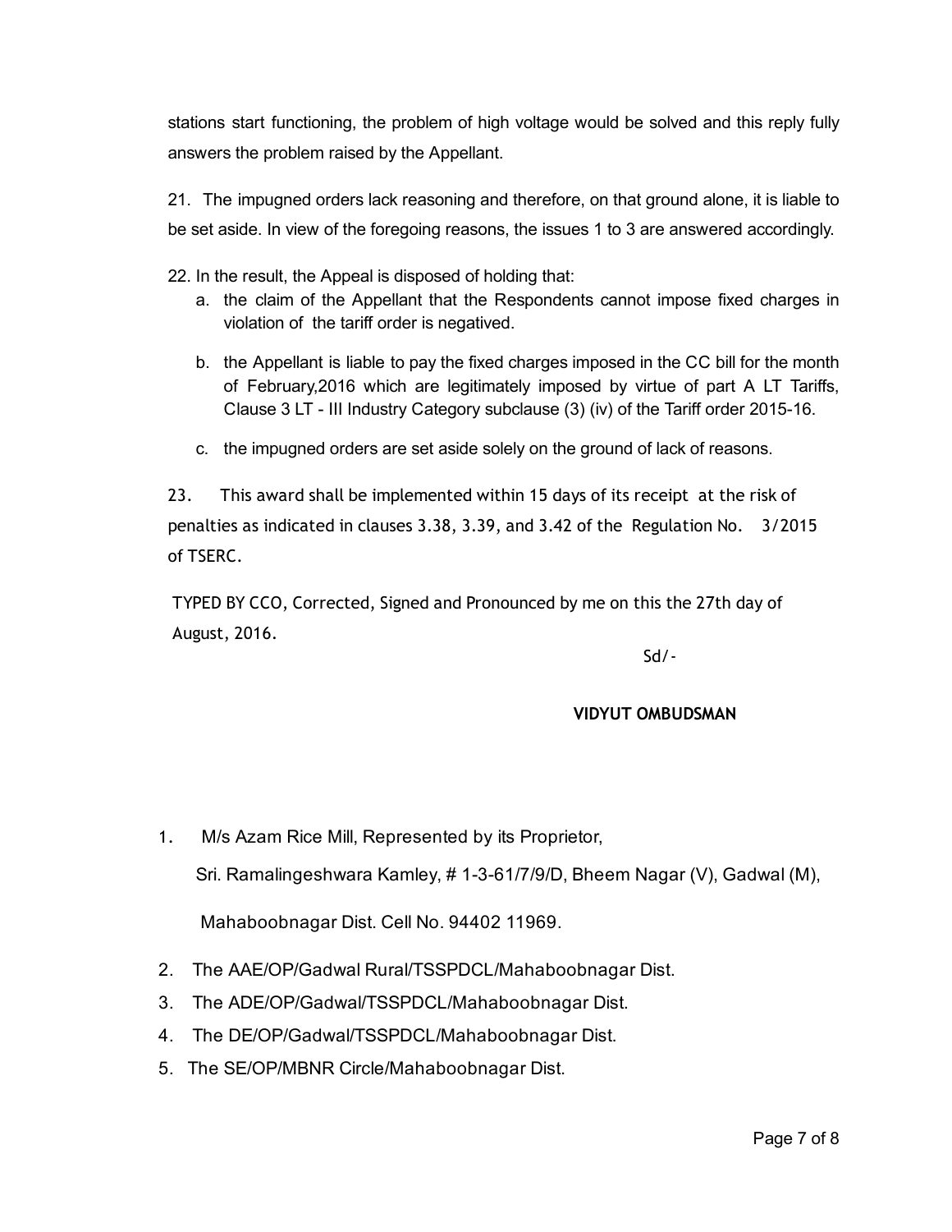stations start functioning, the problem of high voltage would be solved and this reply fully answers the problem raised by the Appellant.

21. The impugned orders lack reasoning and therefore, on that ground alone, it is liable to be set aside. In view of the foregoing reasons, the issues 1 to 3 are answered accordingly.

22. In the result, the Appeal is disposed of holding that:

a. the claim of the Appellant that the Respondents cannot impose fixed charges in violation of the tariff order is negatived.

b. the Appellant is liable to pay the fixed charges imposed in the CC bill for the month of February,2016 which are legitimately imposed by virtue of part A LT Tariffs, Clause 3 LT - III Industry Category subclause (3) (iv) of the Tariff order 2015-16.

c. the impugned orders are set aside solely on the ground of lack of reasons.

23. This award shall be implemented within 15 days of its receipt at the risk of penalties as indicated in clauses 3.38, 3.39, and 3.42 of the Regulation No. 3/2015 of TSERC.

TYPED BY CCO, Corrected, Signed and Pronounced by me on this the 27th day of August, 2016.

Sd/-

**VIDYUT OMBUDSMAN**

1. M/s Azam Rice Mill, Represented by its Proprietor,
   Sri. Ramalingeshwara Kamley, # 1-3-61/7/9/D, Bheem Nagar (V), Gadwal (M),
   Mahaboobnagar Dist. Cell No. 94402 11969.
2. The AAE/OP/Gadwal Rural/TSSPDCL/Mahaboobnagar Dist.
3. The ADE/OP/Gadwal/TSSPDCL/Mahaboobnagar Dist.
4. The DE/OP/Gadwal/TSSPDCL/Mahaboobnagar Dist.
5. The SE/OP/MBNR Circle/Mahaboobnagar Dist.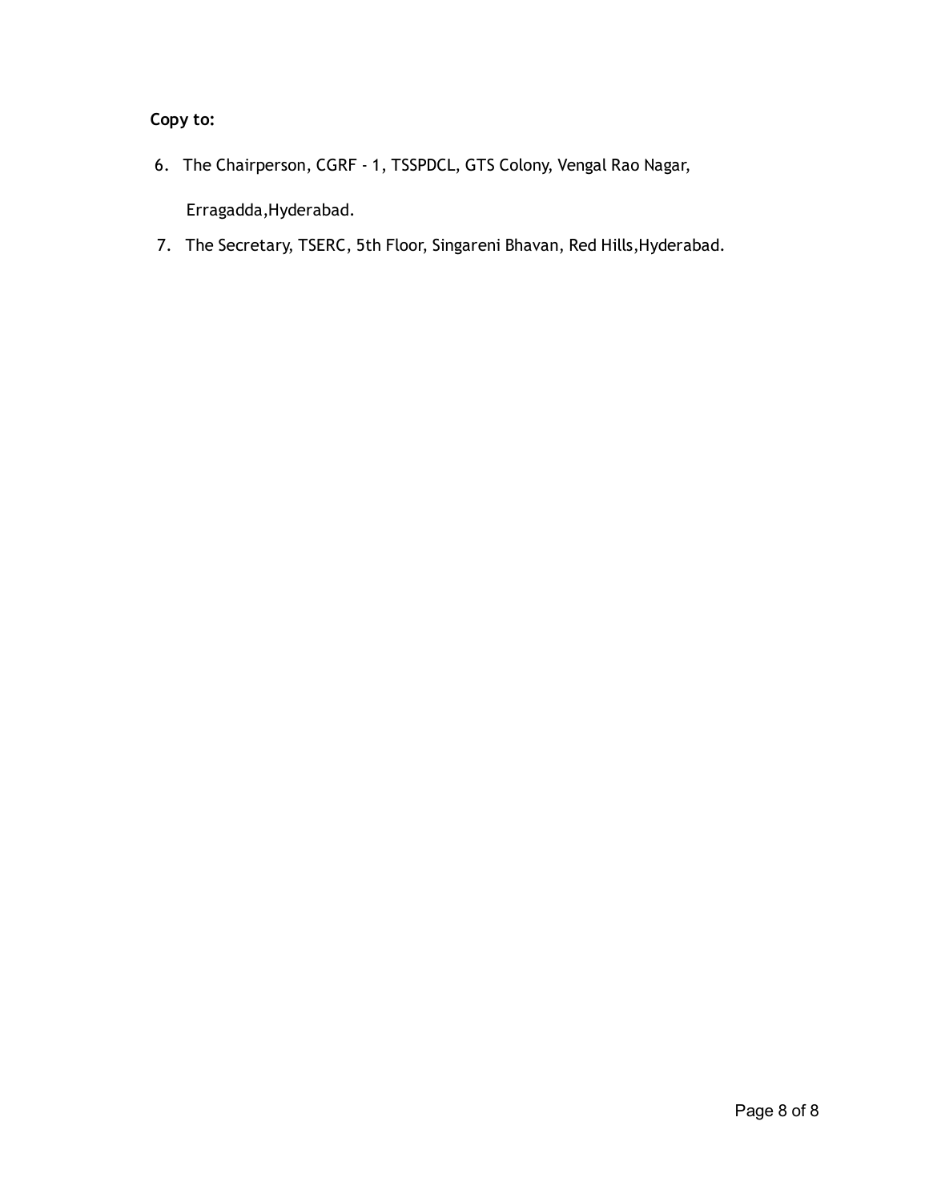**Copy to:**

6. The Chairperson, CGRF - 1, TSSPDCL, GTS Colony, Vengal Rao Nagar, Erragadda,Hyderabad.
7. The Secretary, TSERC, 5th Floor, Singareni Bhavan, Red Hills,Hyderabad.